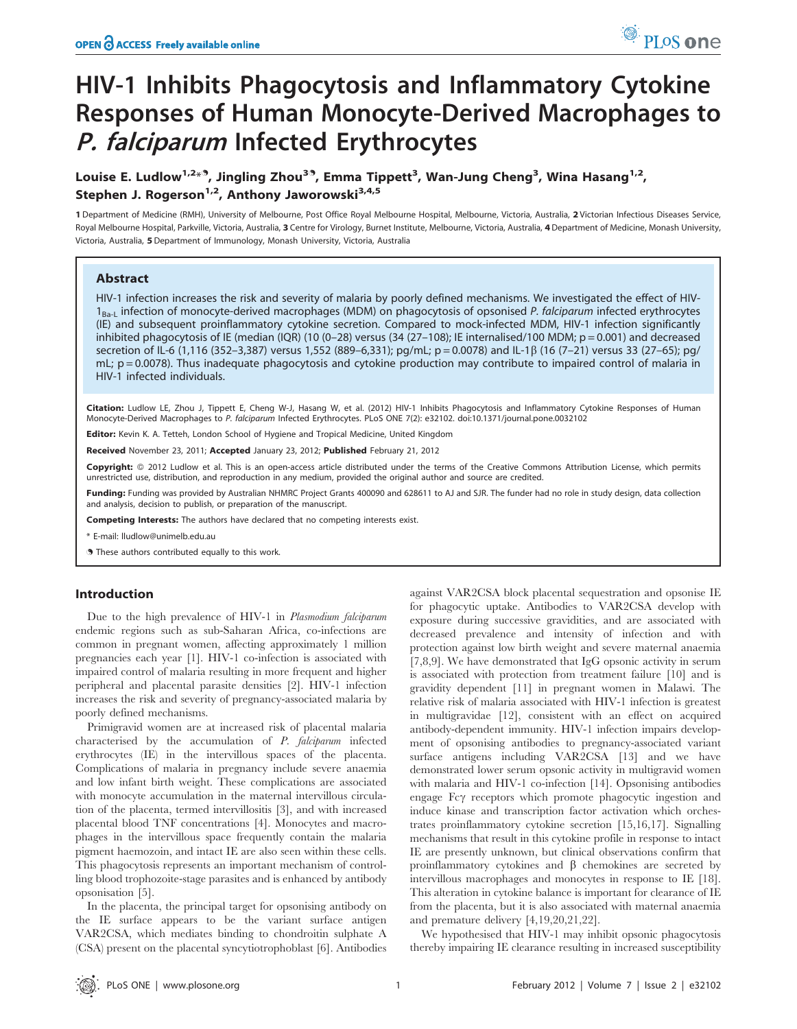# HIV-1 Inhibits Phagocytosis and Inflammatory Cytokine Responses of Human Monocyte-Derived Macrophages to *P. falciparum* Infected Erythrocytes

**Louise E. Ludlow[1,2]*¶, Jingling Zhou[3]¶, Emma Tippett[3], Wan-Jung Cheng[3], Wina Hasang[1,2], Stephen J. Rogerson[1,2], Anthony Jaworowski[3,4,5]**

1 Department of Medicine (RMH), University of Melbourne, Post Office Royal Melbourne Hospital, Melbourne, Victoria, Australia, 2 Victorian Infectious Diseases Service, Royal Melbourne Hospital, Parkville, Victoria, Australia, 3 Centre for Virology, Burnet Institute, Melbourne, Victoria, Australia, 4 Department of Medicine, Monash University, Victoria, Australia, 5 Department of Immunology, Monash University, Victoria, Australia

## Abstract

HIV-1 infection increases the risk and severity of malaria by poorly defined mechanisms. We investigated the effect of HIV-$1_{Ba-L}$ infection of monocyte-derived macrophages (MDM) on phagocytosis of opsonised *P. falciparum* infected erythrocytes (IE) and subsequent proinflammatory cytokine secretion. Compared to mock-infected MDM, HIV-1 infection significantly inhibited phagocytosis of IE (median (IQR) (10 (0–28) versus (34 (27–108); IE internalised/100 MDM; p = 0.001) and decreased secretion of IL-6 (1,116 (352–3,387) versus 1,552 (889–6,331); pg/mL; p = 0.0078) and IL-1β (16 (7–21) versus 33 (27–65); pg/mL; p = 0.0078). Thus inadequate phagocytosis and cytokine production may contribute to impaired control of malaria in HIV-1 infected individuals.

**Citation:** Ludlow LE, Zhou J, Tippett E, Cheng W-J, Hasang W, et al. (2012) HIV-1 Inhibits Phagocytosis and Inflammatory Cytokine Responses of Human Monocyte-Derived Macrophages to *P. falciparum* Infected Erythrocytes. PLoS ONE 7(2): e32102. doi:10.1371/journal.pone.0032102

**Editor:** Kevin K. A. Tetteh, London School of Hygiene and Tropical Medicine, United Kingdom

**Received** November 23, 2011; **Accepted** January 23, 2012; **Published** February 21, 2012

**Copyright:** © 2012 Ludlow et al. This is an open-access article distributed under the terms of the Creative Commons Attribution License, which permits unrestricted use, distribution, and reproduction in any medium, provided the original author and source are credited.

**Funding:** Funding was provided by Australian NHMRC Project Grants 400090 and 628611 to AJ and SJR. The funder had no role in study design, data collection and analysis, decision to publish, or preparation of the manuscript.

**Competing Interests:** The authors have declared that no competing interests exist.

\* E-mail: lludlow@unimelb.edu.au

¶ These authors contributed equally to this work.

## Introduction

Due to the high prevalence of HIV-1 in *Plasmodium falciparum* endemic regions such as sub-Saharan Africa, co-infections are common in pregnant women, affecting approximately 1 million pregnancies each year [1]. HIV-1 co-infection is associated with impaired control of malaria resulting in more frequent and higher peripheral and placental parasite densities [2]. HIV-1 infection increases the risk and severity of pregnancy-associated malaria by poorly defined mechanisms.

Primigravid women are at increased risk of placental malaria characterised by the accumulation of *P. falciparum* infected erythrocytes (IE) in the intervillous spaces of the placenta. Complications of malaria in pregnancy include severe anaemia and low infant birth weight. These complications are associated with monocyte accumulation in the maternal intervillous circulation of the placenta, termed intervillositis [3], and with increased placental blood TNF concentrations [4]. Monocytes and macrophages in the intervillous space frequently contain the malaria pigment haemozoin, and intact IE are also seen within these cells. This phagocytosis represents an important mechanism of controlling blood trophozoite-stage parasites and is enhanced by antibody opsonisation [5].

In the placenta, the principal target for opsonising antibody on the IE surface appears to be the variant surface antigen VAR2CSA, which mediates binding to chondroitin sulphate A (CSA) present on the placental syncytiotrophoblast [6]. Antibodies against VAR2CSA block placental sequestration and opsonise IE for phagocytic uptake. Antibodies to VAR2CSA develop with exposure during successive gravidities, and are associated with decreased prevalence and intensity of infection and with protection against low birth weight and severe maternal anaemia [7,8,9]. We have demonstrated that IgG opsonic activity in serum is associated with protection from treatment failure [10] and is gravidity dependent [11] in pregnant women in Malawi. The relative risk of malaria associated with HIV-1 infection is greatest in multigravidae [12], consistent with an effect on acquired antibody-dependent immunity. HIV-1 infection impairs development of opsonising antibodies to pregnancy-associated variant surface antigens including VAR2CSA [13] and we have demonstrated lower serum opsonic activity in multigravid women with malaria and HIV-1 co-infection [14]. Opsonising antibodies engage Fcγ receptors which promote phagocytic ingestion and induce kinase and transcription factor activation which orchestrates proinflammatory cytokine secretion [15,16,17]. Signalling mechanisms that result in this cytokine profile in response to intact IE are presently unknown, but clinical observations confirm that proinflammatory cytokines and β chemokines are secreted by intervillous macrophages and monocytes in response to IE [18]. This alteration in cytokine balance is important for clearance of IE from the placenta, but it is also associated with maternal anaemia and premature delivery [4,19,20,21,22].

We hypothesised that HIV-1 may inhibit opsonic phagocytosis thereby impairing IE clearance resulting in increased susceptibility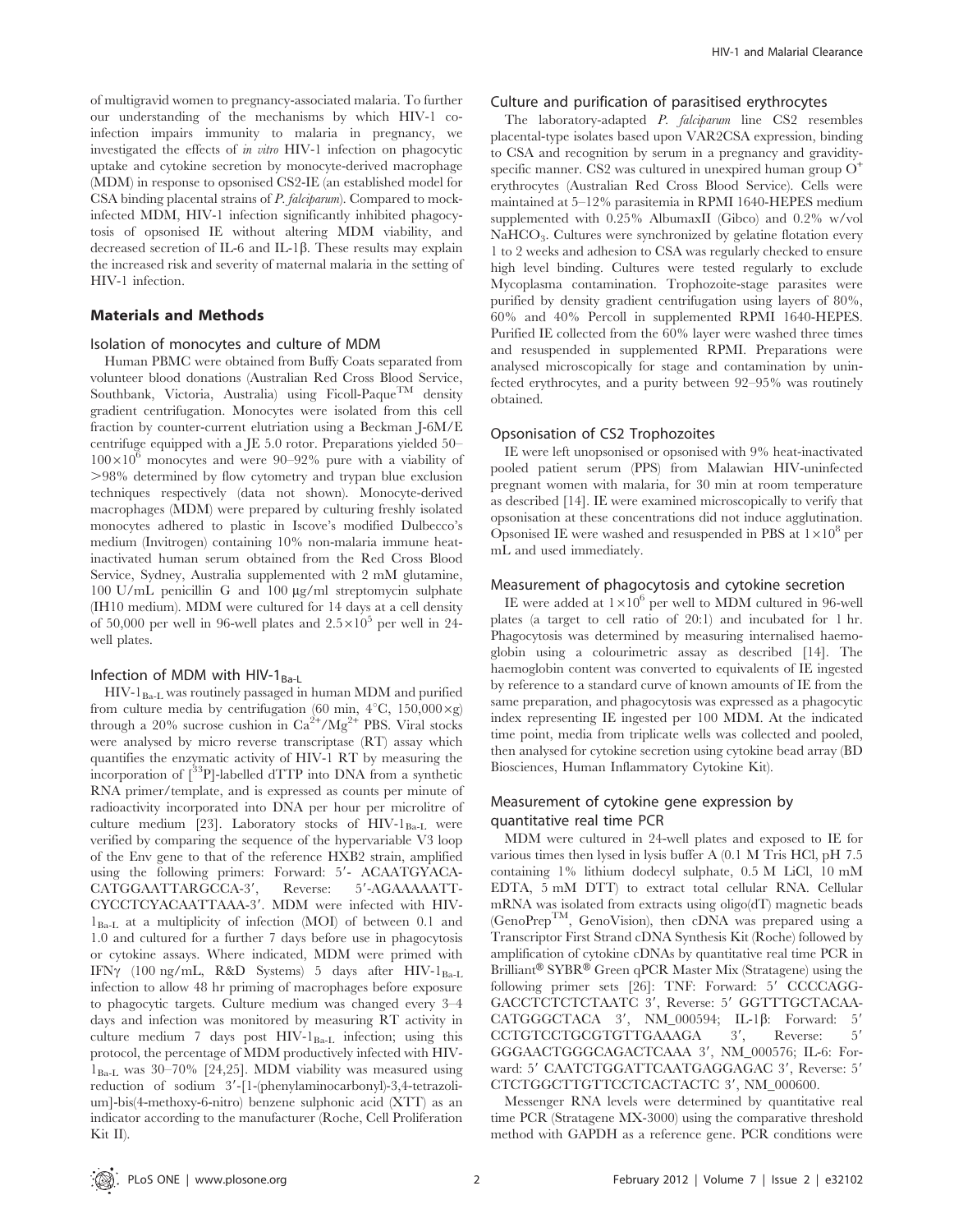of multigravid women to pregnancy-associated malaria. To further our understanding of the mechanisms by which HIV-1 co-infection impairs immunity to malaria in pregnancy, we investigated the effects of *in vitro* HIV-1 infection on phagocytic uptake and cytokine secretion by monocyte-derived macrophage (MDM) in response to opsonised CS2-IE (an established model for CSA binding placental strains of *P. falciparum*). Compared to mock-infected MDM, HIV-1 infection significantly inhibited phagocytosis of opsonised IE without altering MDM viability, and decreased secretion of IL-6 and IL-1β. These results may explain the increased risk and severity of maternal malaria in the setting of HIV-1 infection.

## Materials and Methods

### Isolation of monocytes and culture of MDM

Human PBMC were obtained from Buffy Coats separated from volunteer blood donations (Australian Red Cross Blood Service, Southbank, Victoria, Australia) using Ficoll-Paque™ density gradient centrifugation. Monocytes were isolated from this cell fraction by counter-current elutriation using a Beckman J-6M/E centrifuge equipped with a JE 5.0 rotor. Preparations yielded 50–$100 \times 10^6$ monocytes and were 90–92% pure with a viability of >98% determined by flow cytometry and trypan blue exclusion techniques respectively (data not shown). Monocyte-derived macrophages (MDM) were prepared by culturing freshly isolated monocytes adhered to plastic in Iscove's modified Dulbecco's medium (Invitrogen) containing 10% non-malaria immune heat-inactivated human serum obtained from the Red Cross Blood Service, Sydney, Australia supplemented with 2 mM glutamine, 100 U/mL penicillin G and 100 µg/ml streptomycin sulphate (IH10 medium). MDM were cultured for 14 days at a cell density of 50,000 per well in 96-well plates and $2.5 \times 10^5$ per well in 24-well plates.

### Infection of MDM with HIV-$1_{Ba-L}$

HIV-$1_{Ba-L}$ was routinely passaged in human MDM and purified from culture media by centrifugation (60 min, 4°C, 150,000×g) through a 20% sucrose cushion in $Ca^{2+}/Mg^{2+}$ PBS. Viral stocks were analysed by micro reverse transcriptase (RT) assay which quantifies the enzymatic activity of HIV-1 RT by measuring the incorporation of [$^{33}$P]-labelled dTTP into DNA from a synthetic RNA primer/template, and is expressed as counts per minute of radioactivity incorporated into DNA per hour per microlitre of culture medium [23]. Laboratory stocks of HIV-$1_{Ba-L}$ were verified by comparing the sequence of the hypervariable V3 loop of the Env gene to that of the reference HXB2 strain, amplified using the following primers: Forward: 5′- ACAATGYACA-CATGGAATTARGCCA-3′, Reverse: 5′-AGAAAAATT-CYCCTCYACAATTAAA-3′. MDM were infected with HIV-$1_{Ba-L}$ at a multiplicity of infection (MOI) of between 0.1 and 1.0 and cultured for a further 7 days before use in phagocytosis or cytokine assays. Where indicated, MDM were primed with IFNγ (100 ng/mL, R&D Systems) 5 days after HIV-$1_{Ba-L}$ infection to allow 48 hr priming of macrophages before exposure to phagocytic targets. Culture medium was changed every 3–4 days and infection was monitored by measuring RT activity in culture medium 7 days post HIV-$1_{Ba-L}$ infection; using this protocol, the percentage of MDM productively infected with HIV-$1_{Ba-L}$ was 30–70% [24,25]. MDM viability was measured using reduction of sodium 3′-[1-(phenylaminocarbonyl)-3,4-tetrazolium]-bis(4-methoxy-6-nitro) benzene sulphonic acid (XTT) as an indicator according to the manufacturer (Roche, Cell Proliferation Kit II).

### Culture and purification of parasitised erythrocytes

The laboratory-adapted *P. falciparum* line CS2 resembles placental-type isolates based upon VAR2CSA expression, binding to CSA and recognition by serum in a pregnancy and gravidity-specific manner. CS2 was cultured in unexpired human group O$^+$ erythrocytes (Australian Red Cross Blood Service). Cells were maintained at 5–12% parasitemia in RPMI 1640-HEPES medium supplemented with 0.25% AlbumaxII (Gibco) and 0.2% w/vol $NaHCO_3$. Cultures were synchronized by gelatine flotation every 1 to 2 weeks and adhesion to CSA was regularly checked to ensure high level binding. Cultures were tested regularly to exclude Mycoplasma contamination. Trophozoite-stage parasites were purified by density gradient centrifugation using layers of 80%, 60% and 40% Percoll in supplemented RPMI 1640-HEPES. Purified IE collected from the 60% layer were washed three times and resuspended in supplemented RPMI. Preparations were analysed microscopically for stage and contamination by uninfected erythrocytes, and a purity between 92–95% was routinely obtained.

### Opsonisation of CS2 Trophozoites

IE were left unopsonised or opsonised with 9% heat-inactivated pooled patient serum (PPS) from Malawian HIV-uninfected pregnant women with malaria, for 30 min at room temperature as described [14]. IE were examined microscopically to verify that opsonisation at these concentrations did not induce agglutination. Opsonised IE were washed and resuspended in PBS at $1 \times 10^8$ per mL and used immediately.

### Measurement of phagocytosis and cytokine secretion

IE were added at $1 \times 10^6$ per well to MDM cultured in 96-well plates (a target to cell ratio of 20:1) and incubated for 1 hr. Phagocytosis was determined by measuring internalised haemoglobin using a colourimetric assay as described [14]. The haemoglobin content was converted to equivalents of IE ingested by reference to a standard curve of known amounts of IE from the same preparation, and phagocytosis was expressed as a phagocytic index representing IE ingested per 100 MDM. At the indicated time point, media from triplicate wells was collected and pooled, then analysed for cytokine secretion using cytokine bead array (BD Biosciences, Human Inflammatory Cytokine Kit).

### Measurement of cytokine gene expression by quantitative real time PCR

MDM were cultured in 24-well plates and exposed to IE for various times then lysed in lysis buffer A (0.1 M Tris HCl, pH 7.5 containing 1% lithium dodecyl sulphate, 0.5 M LiCl, 10 mM EDTA, 5 mM DTT) to extract total cellular RNA. Cellular mRNA was isolated from extracts using oligo(dT) magnetic beads (GenoPrep™, GenoVision), then cDNA was prepared using a Transcriptor First Strand cDNA Synthesis Kit (Roche) followed by amplification of cytokine cDNAs by quantitative real time PCR in Brilliant® SYBR® Green qPCR Master Mix (Stratagene) using the following primer sets [26]: TNF: Forward: 5′ CCCCAGG-GACCTCTCTCTAATC 3′, Reverse: 5′ GGTTTGCTACAA-CATGGGCTACA 3′, NM_000594; IL-1β: Forward: 5′ CCTGTCCTGCGTGTTGAAAGA 3′, Reverse: 5′ GGGAACTGGGCAGACTCAAA 3′, NM_000576; IL-6: Forward: 5′ CAATCTGGATTCAATGAGGAGAC 3′, Reverse: 5′ CTCTGGCTTGTTCCTCACTACTC 3′, NM_000600.

Messenger RNA levels were determined by quantitative real time PCR (Stratagene MX-3000) using the comparative threshold method with GAPDH as a reference gene. PCR conditions were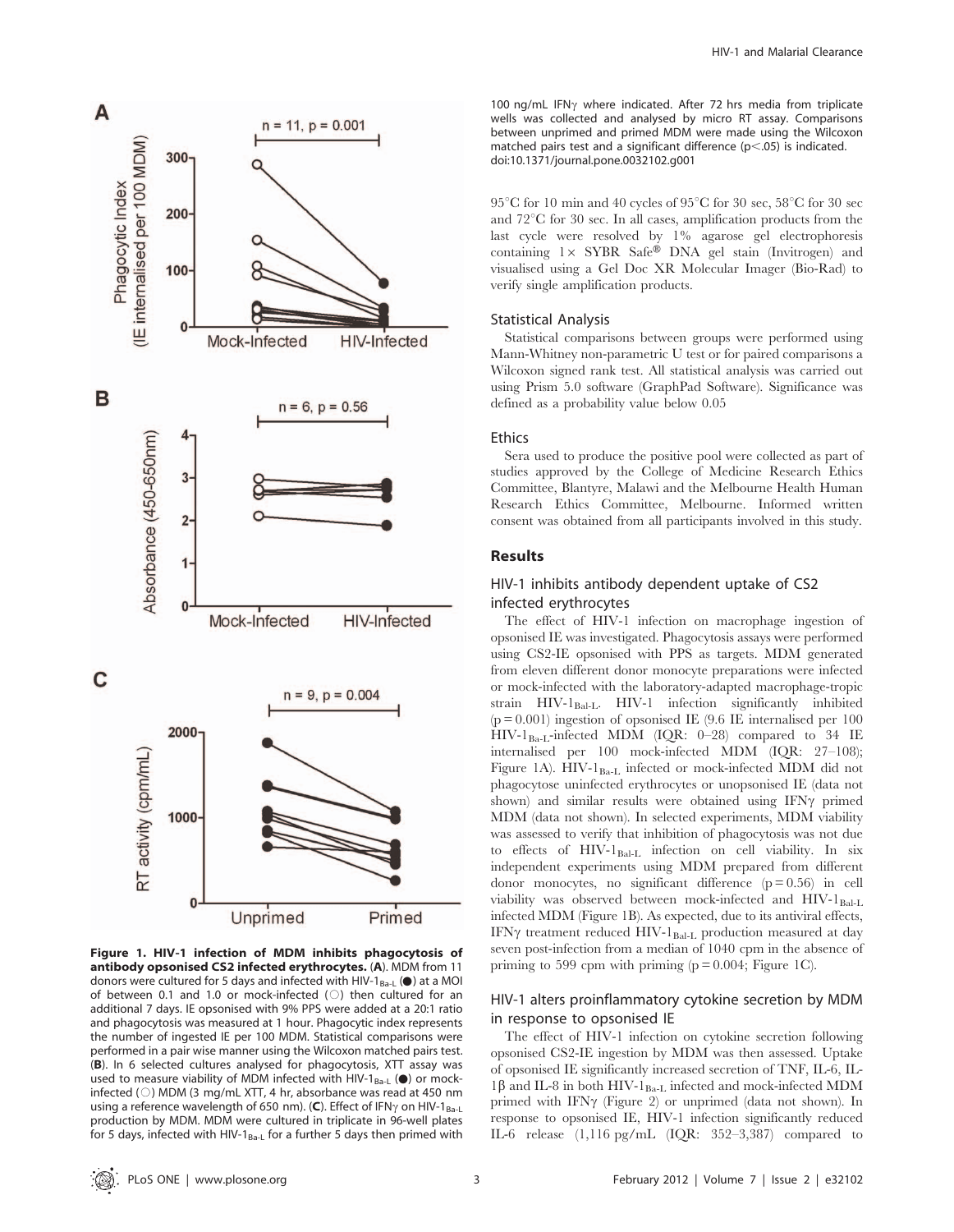**Figure 1. HIV-1 infection of MDM inhibits phagocytosis of antibody opsonised CS2 infected erythrocytes.** (**A**). MDM from 11 donors were cultured for 5 days and infected with HIV-$1_{Ba-L}$ (●) at a MOI of between 0.1 and 1.0 or mock-infected (○) then cultured for an additional 7 days. IE opsonised with 9% PPS were added at a 20:1 ratio and phagocytosis was measured at 1 hour. Phagocytic index represents the number of ingested IE per 100 MDM. Statistical comparisons were performed in a pair wise manner using the Wilcoxon matched pairs test. (**B**). In 6 selected cultures analysed for phagocytosis, XTT assay was used to measure viability of MDM infected with HIV-$1_{Ba-L}$ (●) or mock-infected (○) MDM (3 mg/mL XTT, 4 hr, absorbance was read at 450 nm using a reference wavelength of 650 nm). (**C**). Effect of IFNγ on HIV-$1_{Ba-L}$ production by MDM. MDM were cultured in triplicate in 96-well plates for 5 days, infected with HIV-$1_{Ba-L}$ for a further 5 days then primed with 100 ng/mL IFNγ where indicated. After 72 hrs media from triplicate wells was collected and analysed by micro RT assay. Comparisons between unprimed and primed MDM were made using the Wilcoxon matched pairs test and a significant difference ($p<.05$) is indicated.
doi:10.1371/journal.pone.0032102.g001

95°C for 10 min and 40 cycles of 95°C for 30 sec, 58°C for 30 sec and 72°C for 30 sec. In all cases, amplification products from the last cycle were resolved by 1% agarose gel electrophoresis containing 1× SYBR Safe® DNA gel stain (Invitrogen) and visualised using a Gel Doc XR Molecular Imager (Bio-Rad) to verify single amplification products.

### Statistical Analysis

Statistical comparisons between groups were performed using Mann-Whitney non-parametric U test or for paired comparisons a Wilcoxon signed rank test. All statistical analysis was carried out using Prism 5.0 software (GraphPad Software). Significance was defined as a probability value below 0.05

### Ethics

Sera used to produce the positive pool were collected as part of studies approved by the College of Medicine Research Ethics Committee, Blantyre, Malawi and the Melbourne Health Human Research Ethics Committee, Melbourne. Informed written consent was obtained from all participants involved in this study.

## Results

### HIV-1 inhibits antibody dependent uptake of CS2 infected erythrocytes

The effect of HIV-1 infection on macrophage ingestion of opsonised IE was investigated. Phagocytosis assays were performed using CS2-IE opsonised with PPS as targets. MDM generated from eleven different donor monocyte preparations were infected or mock-infected with the laboratory-adapted macrophage-tropic strain HIV-$1_{Bal-L}$. HIV-1 infection significantly inhibited ($p = 0.001$) ingestion of opsonised IE (9.6 IE internalised per 100 HIV-$1_{Ba-L}$-infected MDM (IQR: 0–28) compared to 34 IE internalised per 100 mock-infected MDM (IQR: 27–108); Figure 1A). HIV-$1_{Ba-L}$ infected or mock-infected MDM did not phagocytose uninfected erythrocytes or unopsonised IE (data not shown) and similar results were obtained using IFNγ primed MDM (data not shown). In selected experiments, MDM viability was assessed to verify that inhibition of phagocytosis was not due to effects of HIV-$1_{Bal-L}$ infection on cell viability. In six independent experiments using MDM prepared from different donor monocytes, no significant difference ($p = 0.56$) in cell viability was observed between mock-infected and HIV-$1_{Bal-L}$ infected MDM (Figure 1B). As expected, due to its antiviral effects, IFNγ treatment reduced HIV-$1_{Bal-L}$ production measured at day seven post-infection from a median of 1040 cpm in the absence of priming to 599 cpm with priming ($p = 0.004$; Figure 1C).

### HIV-1 alters proinflammatory cytokine secretion by MDM in response to opsonised IE

The effect of HIV-1 infection on cytokine secretion following opsonised CS2-IE ingestion by MDM was then assessed. Uptake of opsonised IE significantly increased secretion of TNF, IL-6, IL-1β and IL-8 in both HIV-$1_{Ba-L}$ infected and mock-infected MDM primed with IFNγ (Figure 2) or unprimed (data not shown). In response to opsonised IE, HIV-1 infection significantly reduced IL-6 release (1,116 pg/mL (IQR: 352–3,387) compared to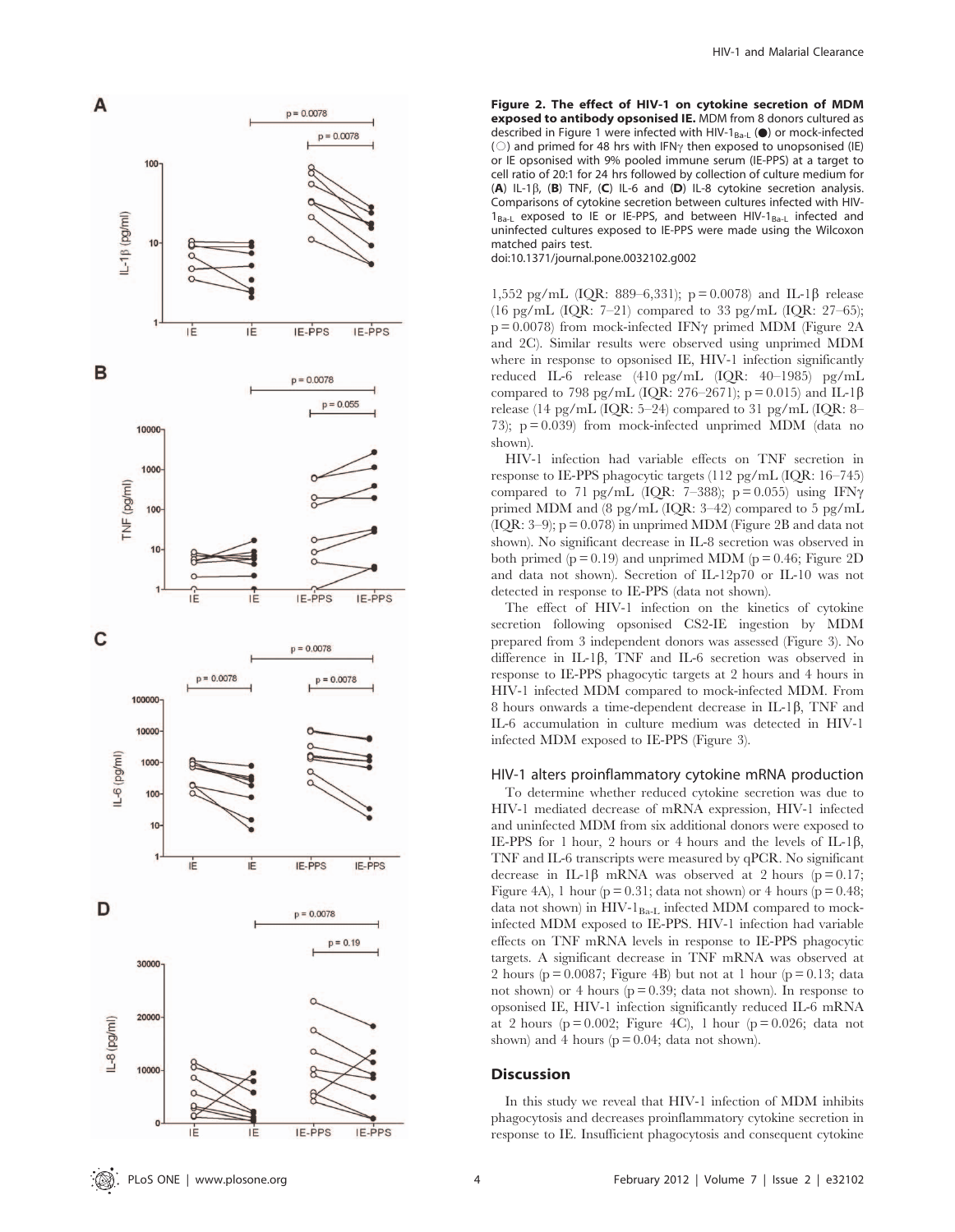**Figure 2. The effect of HIV-1 on cytokine secretion of MDM exposed to antibody opsonised IE.** MDM from 8 donors cultured as described in Figure 1 were infected with HIV-$1_{\text{Ba-L}}$ (●) or mock-infected (○) and primed for 48 hrs with IFNγ then exposed to unopsonised (IE) or IE opsonised with 9% pooled immune serum (IE-PPS) at a target to cell ratio of 20:1 for 24 hrs followed by collection of culture medium for (**A**) IL-1β, (**B**) TNF, (**C**) IL-6 and (**D**) IL-8 cytokine secretion analysis. Comparisons of cytokine secretion between cultures infected with HIV-$1_{\text{Ba-L}}$ exposed to IE or IE-PPS, and between HIV-$1_{\text{Ba-L}}$ infected and uninfected cultures exposed to IE-PPS were made using the Wilcoxon matched pairs test.
doi:10.1371/journal.pone.0032102.g002

1,552 pg/mL (IQR: 889–6,331); p = 0.0078) and IL-1β release (16 pg/mL (IQR: 7–21) compared to 33 pg/mL (IQR: 27–65); p = 0.0078) from mock-infected IFNγ primed MDM (Figure 2A and 2C). Similar results were observed using unprimed MDM where in response to opsonised IE, HIV-1 infection significantly reduced IL-6 release (410 pg/mL (IQR: 40–1985) pg/mL compared to 798 pg/mL (IQR: 276–2671); p = 0.015) and IL-1β release (14 pg/mL (IQR: 5–24) compared to 31 pg/mL (IQR: 8–73); p = 0.039) from mock-infected unprimed MDM (data no shown).

HIV-1 infection had variable effects on TNF secretion in response to IE-PPS phagocytic targets (112 pg/mL (IQR: 16–745) compared to 71 pg/mL (IQR: 7–388); p = 0.055) using IFNγ primed MDM and (8 pg/mL (IQR: 3–42) compared to 5 pg/mL (IQR: 3–9); p = 0.078) in unprimed MDM (Figure 2B and data not shown). No significant decrease in IL-8 secretion was observed in both primed (p = 0.19) and unprimed MDM (p = 0.46; Figure 2D and data not shown). Secretion of IL-12p70 or IL-10 was not detected in response to IE-PPS (data not shown).

The effect of HIV-1 infection on the kinetics of cytokine secretion following opsonised CS2-IE ingestion by MDM prepared from 3 independent donors was assessed (Figure 3). No difference in IL-1β, TNF and IL-6 secretion was observed in response to IE-PPS phagocytic targets at 2 hours and 4 hours in HIV-1 infected MDM compared to mock-infected MDM. From 8 hours onwards a time-dependent decrease in IL-1β, TNF and IL-6 accumulation in culture medium was detected in HIV-1 infected MDM exposed to IE-PPS (Figure 3).

### HIV-1 alters proinflammatory cytokine mRNA production

To determine whether reduced cytokine secretion was due to HIV-1 mediated decrease of mRNA expression, HIV-1 infected and uninfected MDM from six additional donors were exposed to IE-PPS for 1 hour, 2 hours or 4 hours and the levels of IL-1β, TNF and IL-6 transcripts were measured by qPCR. No significant decrease in IL-1β mRNA was observed at 2 hours (p = 0.17; Figure 4A), 1 hour (p = 0.31; data not shown) or 4 hours (p = 0.48; data not shown) in HIV-$1_{\text{Ba-L}}$ infected MDM compared to mock-infected MDM exposed to IE-PPS. HIV-1 infection had variable effects on TNF mRNA levels in response to IE-PPS phagocytic targets. A significant decrease in TNF mRNA was observed at 2 hours (p = 0.0087; Figure 4B) but not at 1 hour (p = 0.13; data not shown) or 4 hours (p = 0.39; data not shown). In response to opsonised IE, HIV-1 infection significantly reduced IL-6 mRNA at 2 hours (p = 0.002; Figure 4C), 1 hour (p = 0.026; data not shown) and 4 hours (p = 0.04; data not shown).

## Discussion

In this study we reveal that HIV-1 infection of MDM inhibits phagocytosis and decreases proinflammatory cytokine secretion in response to IE. Insufficient phagocytosis and consequent cytokine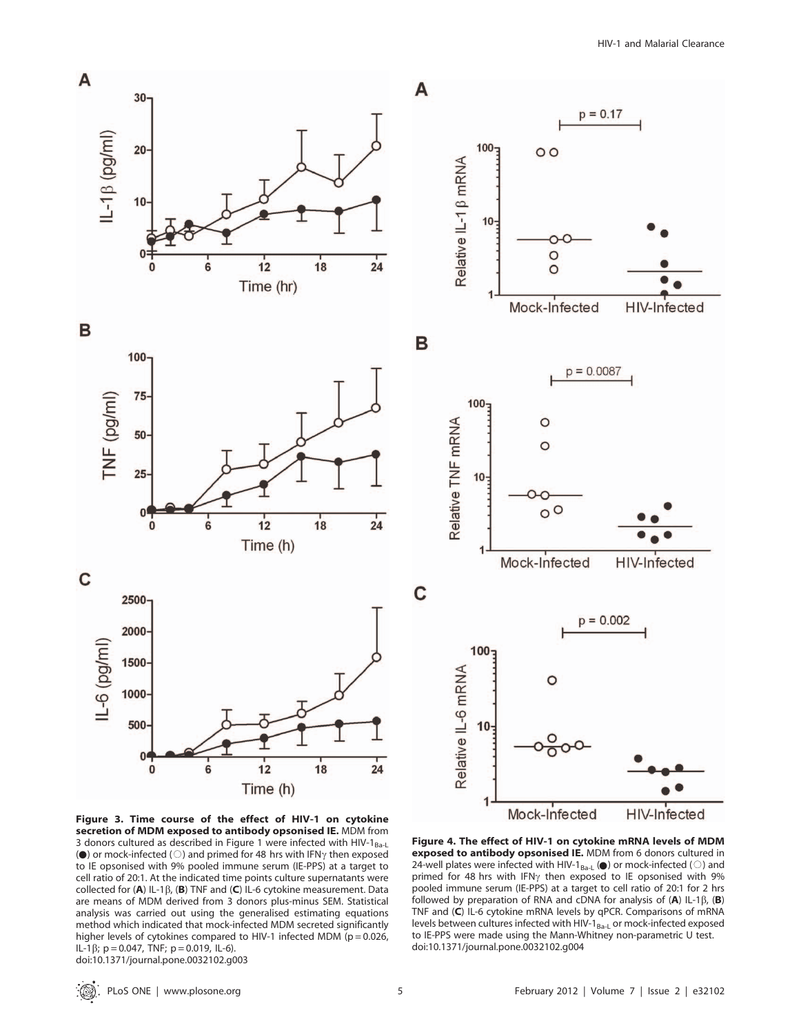**Figure 3. Time course of the effect of HIV-1 on cytokine secretion of MDM exposed to antibody opsonised IE.** MDM from 3 donors cultured as described in Figure 1 were infected with HIV-$1_{Ba\text{-}L}$ (●) or mock-infected (○) and primed for 48 hrs with IFNγ then exposed to IE opsonised with 9% pooled immune serum (IE-PPS) at a target to cell ratio of 20:1. At the indicated time points culture supernatants were collected for (**A**) IL-1β, (**B**) TNF and (**C**) IL-6 cytokine measurement. Data are means of MDM derived from 3 donors plus-minus SEM. Statistical analysis was carried out using the generalised estimating equations method which indicated that mock-infected MDM secreted significantly higher levels of cytokines compared to HIV-1 infected MDM ($p = 0.026$, IL-1β; $p = 0.047$, TNF; $p = 0.019$, IL-6).
doi:10.1371/journal.pone.0032102.g003

**Figure 4. The effect of HIV-1 on cytokine mRNA levels of MDM exposed to antibody opsonised IE.** MDM from 6 donors cultured in 24-well plates were infected with HIV-$1_{Ba\text{-}L}$ (●) or mock-infected (○) and primed for 48 hrs with IFNγ then exposed to IE opsonised with 9% pooled immune serum (IE-PPS) at a target to cell ratio of 20:1 for 2 hrs followed by preparation of RNA and cDNA for analysis of (**A**) IL-1β, (**B**) TNF and (**C**) IL-6 cytokine mRNA levels by qPCR. Comparisons of mRNA levels between cultures infected with HIV-$1_{Ba\text{-}L}$ or mock-infected exposed to IE-PPS were made using the Mann-Whitney non-parametric U test.
doi:10.1371/journal.pone.0032102.g004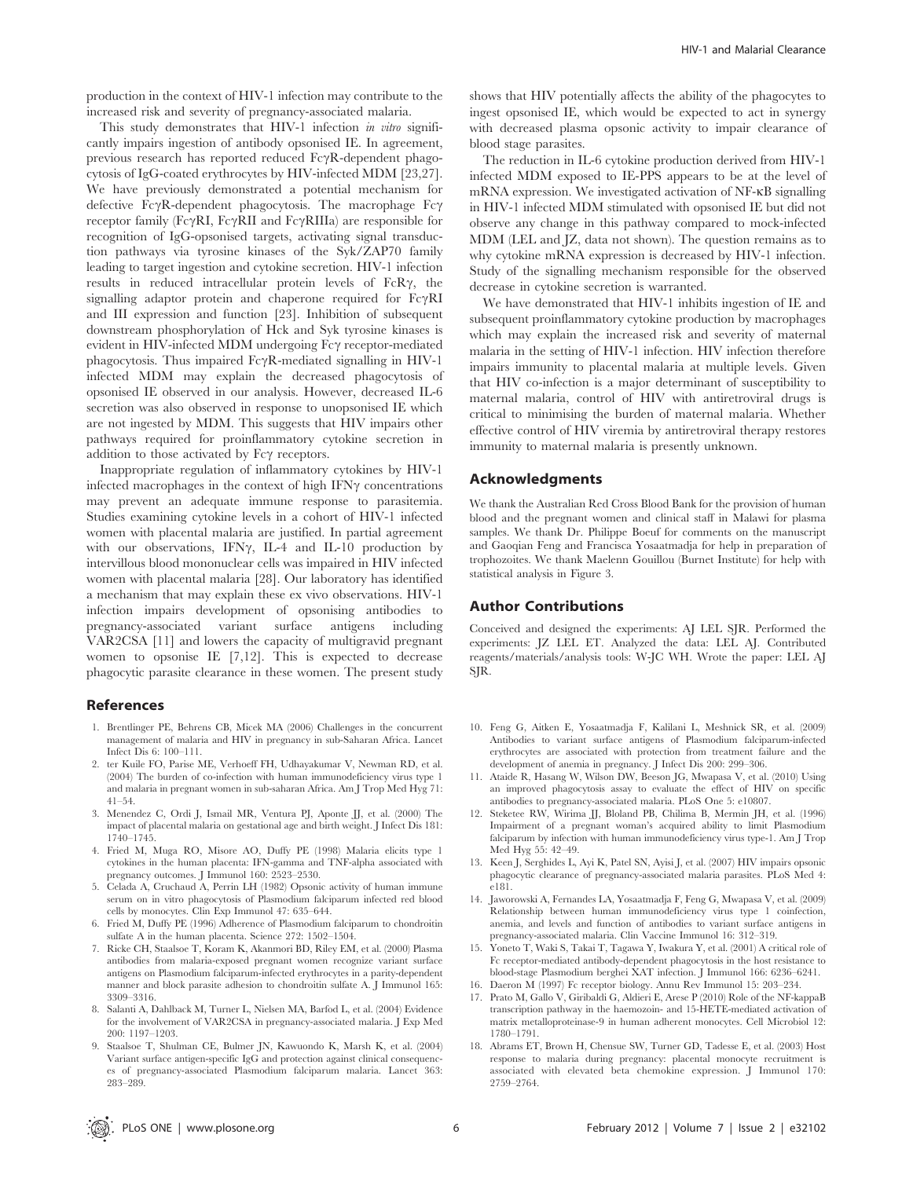production in the context of HIV-1 infection may contribute to the increased risk and severity of pregnancy-associated malaria.

This study demonstrates that HIV-1 infection *in vitro* significantly impairs ingestion of antibody opsonised IE. In agreement, previous research has reported reduced FcγR-dependent phagocytosis of IgG-coated erythrocytes by HIV-infected MDM [23,27]. We have previously demonstrated a potential mechanism for defective FcγR-dependent phagocytosis. The macrophage Fcγ receptor family (FcγRI, FcγRII and FcγRIIIa) are responsible for recognition of IgG-opsonised targets, activating signal transduction pathways via tyrosine kinases of the Syk/ZAP70 family leading to target ingestion and cytokine secretion. HIV-1 infection results in reduced intracellular protein levels of FcRγ, the signalling adaptor protein and chaperone required for FcγRI and III expression and function [23]. Inhibition of subsequent downstream phosphorylation of Hck and Syk tyrosine kinases is evident in HIV-infected MDM undergoing Fcγ receptor-mediated phagocytosis. Thus impaired FcγR-mediated signalling in HIV-1 infected MDM may explain the decreased phagocytosis of opsonised IE observed in our analysis. However, decreased IL-6 secretion was also observed in response to unopsonised IE which are not ingested by MDM. This suggests that HIV impairs other pathways required for proinflammatory cytokine secretion in addition to those activated by Fcγ receptors.

Inappropriate regulation of inflammatory cytokines by HIV-1 infected macrophages in the context of high IFNγ concentrations may prevent an adequate immune response to parasitemia. Studies examining cytokine levels in a cohort of HIV-1 infected women with placental malaria are justified. In partial agreement with our observations, IFNγ, IL-4 and IL-10 production by intervillous blood mononuclear cells was impaired in HIV infected women with placental malaria [28]. Our laboratory has identified a mechanism that may explain these ex vivo observations. HIV-1 infection impairs development of opsonising antibodies to pregnancy-associated variant surface antigens including VAR2CSA [11] and lowers the capacity of multigravid pregnant women to opsonise IE [7,12]. This is expected to decrease phagocytic parasite clearance in these women. The present study shows that HIV potentially affects the ability of the phagocytes to ingest opsonised IE, which would be expected to act in synergy with decreased plasma opsonic activity to impair clearance of blood stage parasites.

The reduction in IL-6 cytokine production derived from HIV-1 infected MDM exposed to IE-PPS appears to be at the level of mRNA expression. We investigated activation of NF-κB signalling in HIV-1 infected MDM stimulated with opsonised IE but did not observe any change in this pathway compared to mock-infected MDM (LEL and JZ, data not shown). The question remains as to why cytokine mRNA expression is decreased by HIV-1 infection. Study of the signalling mechanism responsible for the observed decrease in cytokine secretion is warranted.

We have demonstrated that HIV-1 inhibits ingestion of IE and subsequent proinflammatory cytokine production by macrophages which may explain the increased risk and severity of maternal malaria in the setting of HIV-1 infection. HIV infection therefore impairs immunity to placental malaria at multiple levels. Given that HIV co-infection is a major determinant of susceptibility to maternal malaria, control of HIV with antiretroviral drugs is critical to minimising the burden of maternal malaria. Whether effective control of HIV viremia by antiretroviral therapy restores immunity to maternal malaria is presently unknown.

## Acknowledgments

We thank the Australian Red Cross Blood Bank for the provision of human blood and the pregnant women and clinical staff in Malawi for plasma samples. We thank Dr. Philippe Boeuf for comments on the manuscript and Gaoqian Feng and Francisca Yosaatmadja for help in preparation of trophozoites. We thank Maelenn Gouillou (Burnet Institute) for help with statistical analysis in Figure 3.

## Author Contributions

Conceived and designed the experiments: AJ LEL SJR. Performed the experiments: JZ LEL ET. Analyzed the data: LEL AJ. Contributed reagents/materials/analysis tools: W-JC WH. Wrote the paper: LEL AJ SJR.

## References

1. Brentlinger PE, Behrens CB, Micek MA (2006) Challenges in the concurrent management of malaria and HIV in pregnancy in sub-Saharan Africa. Lancet Infect Dis 6: 100–111.
2. ter Kuile FO, Parise ME, Verhoeff FH, Udhayakumar V, Newman RD, et al. (2004) The burden of co-infection with human immunodeficiency virus type 1 and malaria in pregnant women in sub-saharan Africa. Am J Trop Med Hyg 71: 41–54.
3. Menendez C, Ordi J, Ismail MR, Ventura PJ, Aponte JJ, et al. (2000) The impact of placental malaria on gestational age and birth weight. J Infect Dis 181: 1740–1745.
4. Fried M, Muga RO, Misore AO, Duffy PE (1998) Malaria elicits type 1 cytokines in the human placenta: IFN-gamma and TNF-alpha associated with pregnancy outcomes. J Immunol 160: 2523–2530.
5. Celada A, Cruchaud A, Perrin LH (1982) Opsonic activity of human immune serum on in vitro phagocytosis of Plasmodium falciparum infected red blood cells by monocytes. Clin Exp Immunol 47: 635–644.
6. Fried M, Duffy PE (1996) Adherence of Plasmodium falciparum to chondroitin sulfate A in the human placenta. Science 272: 1502–1504.
7. Ricke CH, Staalsoe T, Koram K, Akanmori BD, Riley EM, et al. (2000) Plasma antibodies from malaria-exposed pregnant women recognize variant surface antigens on Plasmodium falciparum-infected erythrocytes in a parity-dependent manner and block parasite adhesion to chondroitin sulfate A. J Immunol 165: 3309–3316.
8. Salanti A, Dahlback M, Turner L, Nielsen MA, Barfod L, et al. (2004) Evidence for the involvement of VAR2CSA in pregnancy-associated malaria. J Exp Med 200: 1197–1203.
9. Staalsoe T, Shulman CE, Bulmer JN, Kawuondo K, Marsh K, et al. (2004) Variant surface antigen-specific IgG and protection against clinical consequences of pregnancy-associated Plasmodium falciparum malaria. Lancet 363: 283–289.
10. Feng G, Aitken E, Yosaatmadja F, Kalilani L, Meshnick SR, et al. (2009) Antibodies to variant surface antigens of Plasmodium falciparum-infected erythrocytes are associated with protection from treatment failure and the development of anemia in pregnancy. J Infect Dis 200: 299–306.
11. Ataide R, Hasang W, Wilson DW, Beeson JG, Mwapasa V, et al. (2010) Using an improved phagocytosis assay to evaluate the effect of HIV on specific antibodies to pregnancy-associated malaria. PLoS One 5: e10807.
12. Steketee RW, Wirima JJ, Bloland PB, Chilima B, Mermin JH, et al. (1996) Impairment of a pregnant woman's acquired ability to limit Plasmodium falciparum by infection with human immunodeficiency virus type-1. Am J Trop Med Hyg 55: 42–49.
13. Keen J, Serghides L, Ayi K, Patel SN, Ayisi J, et al. (2007) HIV impairs opsonic phagocytic clearance of pregnancy-associated malaria parasites. PLoS Med 4: e181.
14. Jaworowski A, Fernandes LA, Yosaatmadja F, Feng G, Mwapasa V, et al. (2009) Relationship between human immunodeficiency virus type 1 coinfection, anemia, and levels and function of antibodies to variant surface antigens in pregnancy-associated malaria. Clin Vaccine Immunol 16: 312–319.
15. Yoneto T, Waki S, Takai T, Tagawa Y, Iwakura Y, et al. (2001) A critical role of Fc receptor-mediated antibody-dependent phagocytosis in the host resistance to blood-stage Plasmodium berghei XAT infection. J Immunol 166: 6236–6241.
16. Daeron M (1997) Fc receptor biology. Annu Rev Immunol 15: 203–234.
17. Prato M, Gallo V, Giribaldi G, Aldieri E, Arese P (2010) Role of the NF-kappaB transcription pathway in the haemozoin- and 15-HETE-mediated activation of matrix metalloproteinase-9 in human adherent monocytes. Cell Microbiol 12: 1780–1791.
18. Abrams ET, Brown H, Chensue SW, Turner GD, Tadesse E, et al. (2003) Host response to malaria during pregnancy: placental monocyte recruitment is associated with elevated beta chemokine expression. J Immunol 170: 2759–2764.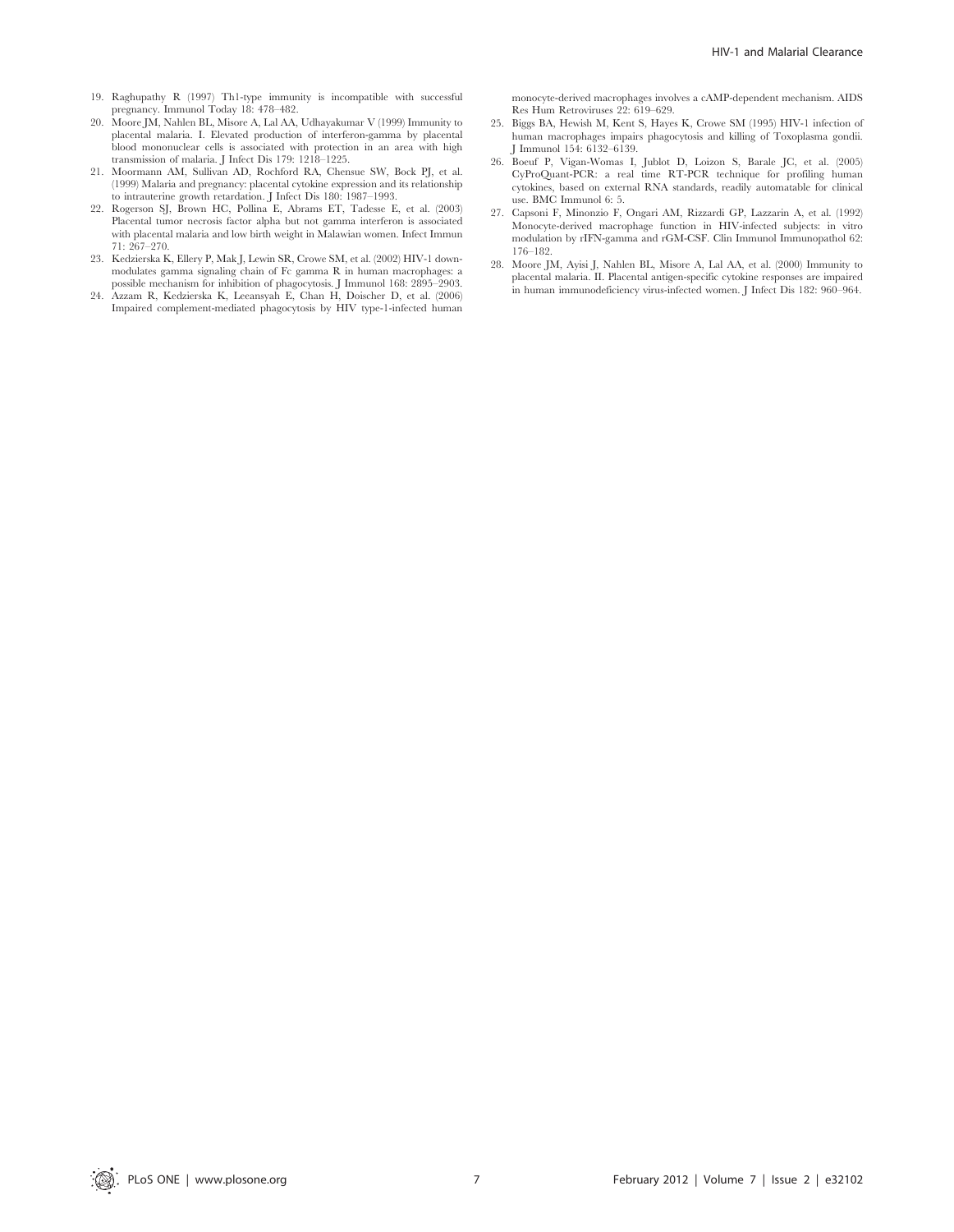19. Raghupathy R (1997) Th1-type immunity is incompatible with successful pregnancy. Immunol Today 18: 478–482.
20. Moore JM, Nahlen BL, Misore A, Lal AA, Udhayakumar V (1999) Immunity to placental malaria. I. Elevated production of interferon-gamma by placental blood mononuclear cells is associated with protection in an area with high transmission of malaria. J Infect Dis 179: 1218–1225.
21. Moormann AM, Sullivan AD, Rochford RA, Chensue SW, Bock PJ, et al. (1999) Malaria and pregnancy: placental cytokine expression and its relationship to intrauterine growth retardation. J Infect Dis 180: 1987–1993.
22. Rogerson SJ, Brown HC, Pollina E, Abrams ET, Tadesse E, et al. (2003) Placental tumor necrosis factor alpha but not gamma interferon is associated with placental malaria and low birth weight in Malawian women. Infect Immun 71: 267–270.
23. Kedzierska K, Ellery P, Mak J, Lewin SR, Crowe SM, et al. (2002) HIV-1 down-modulates gamma signaling chain of Fc gamma R in human macrophages: a possible mechanism for inhibition of phagocytosis. J Immunol 168: 2895–2903.
24. Azzam R, Kedzierska K, Leeansyah E, Chan H, Doischer D, et al. (2006) Impaired complement-mediated phagocytosis by HIV type-1-infected human monocyte-derived macrophages involves a cAMP-dependent mechanism. AIDS Res Hum Retroviruses 22: 619–629.
25. Biggs BA, Hewish M, Kent S, Hayes K, Crowe SM (1995) HIV-1 infection of human macrophages impairs phagocytosis and killing of Toxoplasma gondii. J Immunol 154: 6132–6139.
26. Boeuf P, Vigan-Womas I, Jublot D, Loizon S, Barale JC, et al. (2005) CyProQuant-PCR: a real time RT-PCR technique for profiling human cytokines, based on external RNA standards, readily automatable for clinical use. BMC Immunol 6: 5.
27. Capsoni F, Minonzio F, Ongari AM, Rizzardi GP, Lazzarin A, et al. (1992) Monocyte-derived macrophage function in HIV-infected subjects: in vitro modulation by rIFN-gamma and rGM-CSF. Clin Immunol Immunopathol 62: 176–182.
28. Moore JM, Ayisi J, Nahlen BL, Misore A, Lal AA, et al. (2000) Immunity to placental malaria. II. Placental antigen-specific cytokine responses are impaired in human immunodeficiency virus-infected women. J Infect Dis 182: 960–964.